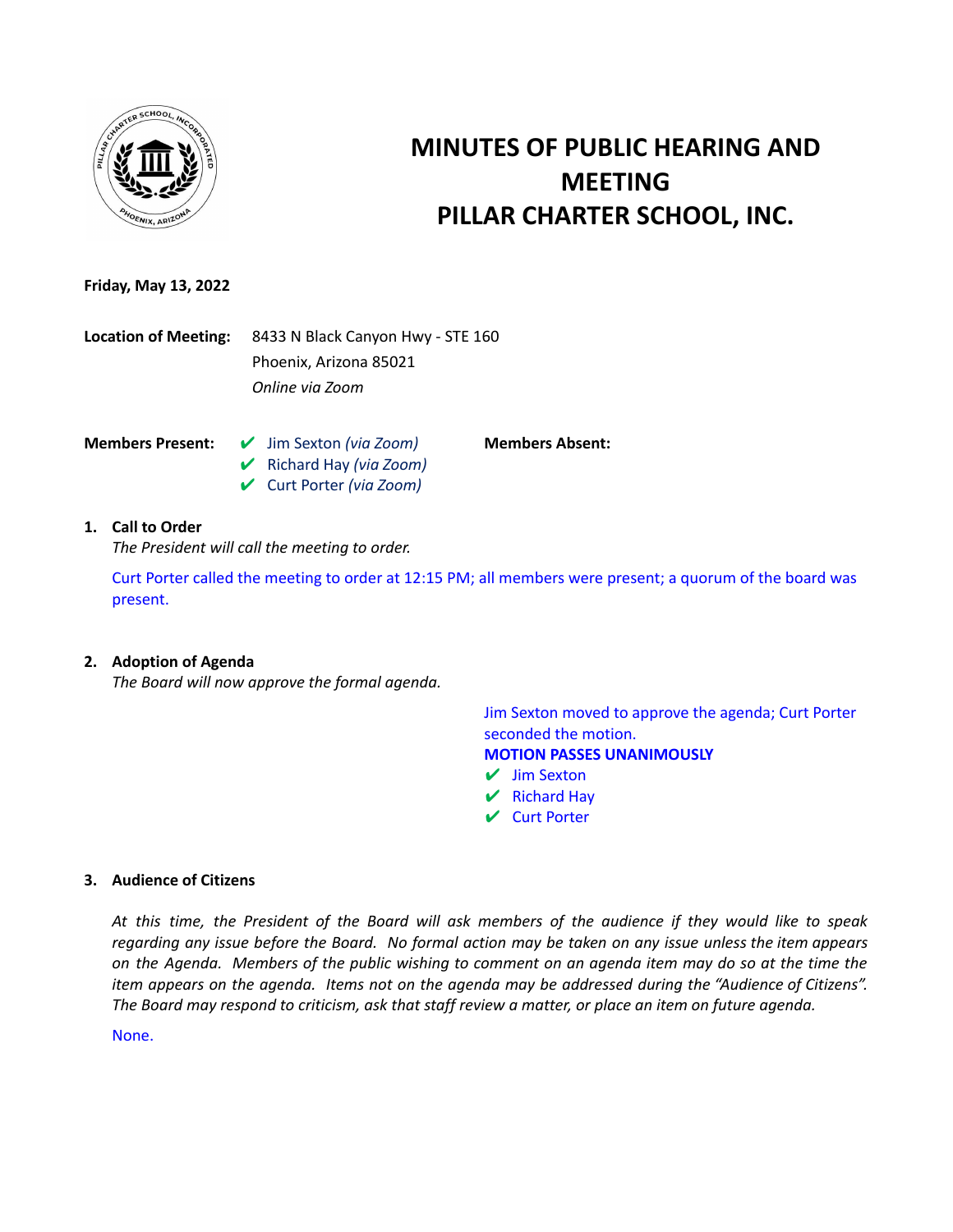# MINUTES OF PUBLIC HEARING AND MEETING
# PILLAR CHARTER SCHOOL, INC.

**Friday, May 13, 2022**

**Location of Meeting:** 8433 N Black Canyon Hwy - STE 160
Phoenix, Arizona 85021
*Online via Zoom*

**Members Present:**
- ✔ Jim Sexton *(via Zoom)*
- ✔ Richard Hay *(via Zoom)*
- ✔ Curt Porter *(via Zoom)*

**Members Absent:**

## 1. Call to Order

*The President will call the meeting to order.*

Curt Porter called the meeting to order at 12:15 PM; all members were present; a quorum of the board was present.

## 2. Adoption of Agenda

*The Board will now approve the formal agenda.*

Jim Sexton moved to approve the agenda; Curt Porter seconded the motion.

**MOTION PASSES UNANIMOUSLY**
- ✔ Jim Sexton
- ✔ Richard Hay
- ✔ Curt Porter

## 3. Audience of Citizens

*At this time, the President of the Board will ask members of the audience if they would like to speak regarding any issue before the Board. No formal action may be taken on any issue unless the item appears on the Agenda. Members of the public wishing to comment on an agenda item may do so at the time the item appears on the agenda. Items not on the agenda may be addressed during the "Audience of Citizens". The Board may respond to criticism, ask that staff review a matter, or place an item on future agenda.*

None.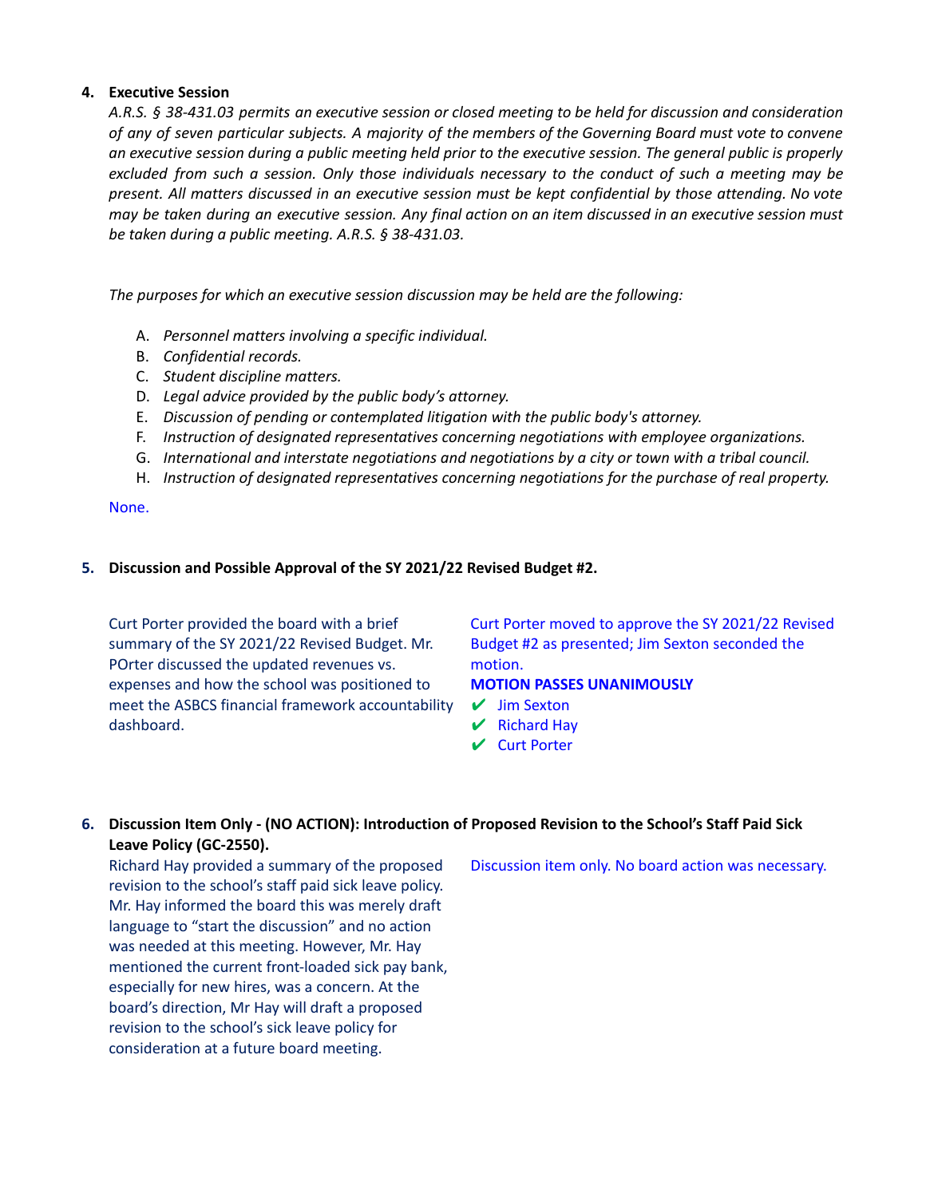4. **Executive Session**

*A.R.S. § 38-431.03 permits an executive session or closed meeting to be held for discussion and consideration of any of seven particular subjects. A majority of the members of the Governing Board must vote to convene an executive session during a public meeting held prior to the executive session. The general public is properly excluded from such a session. Only those individuals necessary to the conduct of such a meeting may be present. All matters discussed in an executive session must be kept confidential by those attending. No vote may be taken during an executive session. Any final action on an item discussed in an executive session must be taken during a public meeting. A.R.S. § 38-431.03.*

*The purposes for which an executive session discussion may be held are the following:*

A. *Personnel matters involving a specific individual.*
B. *Confidential records.*
C. *Student discipline matters.*
D. *Legal advice provided by the public body's attorney.*
E. *Discussion of pending or contemplated litigation with the public body's attorney.*
F. *Instruction of designated representatives concerning negotiations with employee organizations.*
G. *International and interstate negotiations and negotiations by a city or town with a tribal council.*
H. *Instruction of designated representatives concerning negotiations for the purchase of real property.*

None.

5. **Discussion and Possible Approval of the SY 2021/22 Revised Budget #2.**

Curt Porter provided the board with a brief summary of the SY 2021/22 Revised Budget. Mr. POrter discussed the updated revenues vs. expenses and how the school was positioned to meet the ASBCS financial framework accountability dashboard.

Curt Porter moved to approve the SY 2021/22 Revised Budget #2 as presented; Jim Sexton seconded the motion.

**MOTION PASSES UNANIMOUSLY**

- ✔ Jim Sexton
- ✔ Richard Hay
- ✔ Curt Porter

6. **Discussion Item Only - (NO ACTION): Introduction of Proposed Revision to the School's Staff Paid Sick Leave Policy (GC-2550).**

Richard Hay provided a summary of the proposed revision to the school's staff paid sick leave policy. Mr. Hay informed the board this was merely draft language to "start the discussion" and no action was needed at this meeting. However, Mr. Hay mentioned the current front-loaded sick pay bank, especially for new hires, was a concern. At the board's direction, Mr Hay will draft a proposed revision to the school's sick leave policy for consideration at a future board meeting.

Discussion item only. No board action was necessary.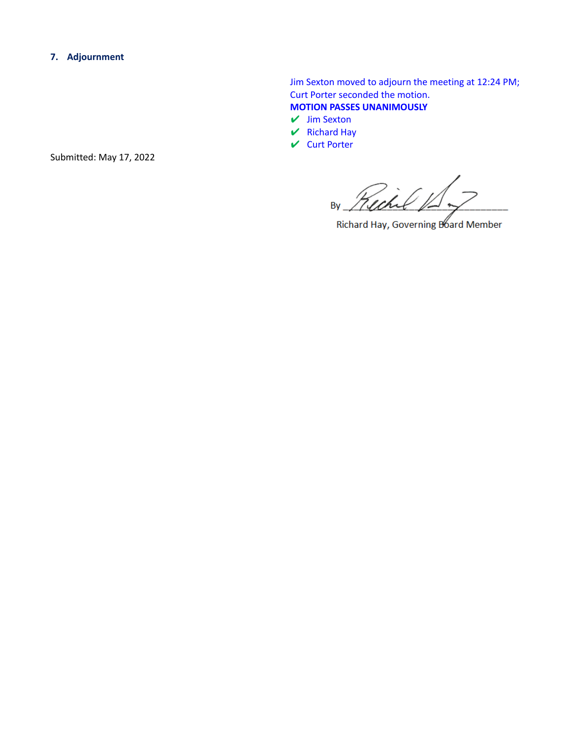## 7. Adjournment

Jim Sexton moved to adjourn the meeting at 12:24 PM; Curt Porter seconded the motion.

**MOTION PASSES UNANIMOUSLY**

- ✔ Jim Sexton
- ✔ Richard Hay
- ✔ Curt Porter

Submitted: May 17, 2022

By ______________________________

Richard Hay, Governing Board Member